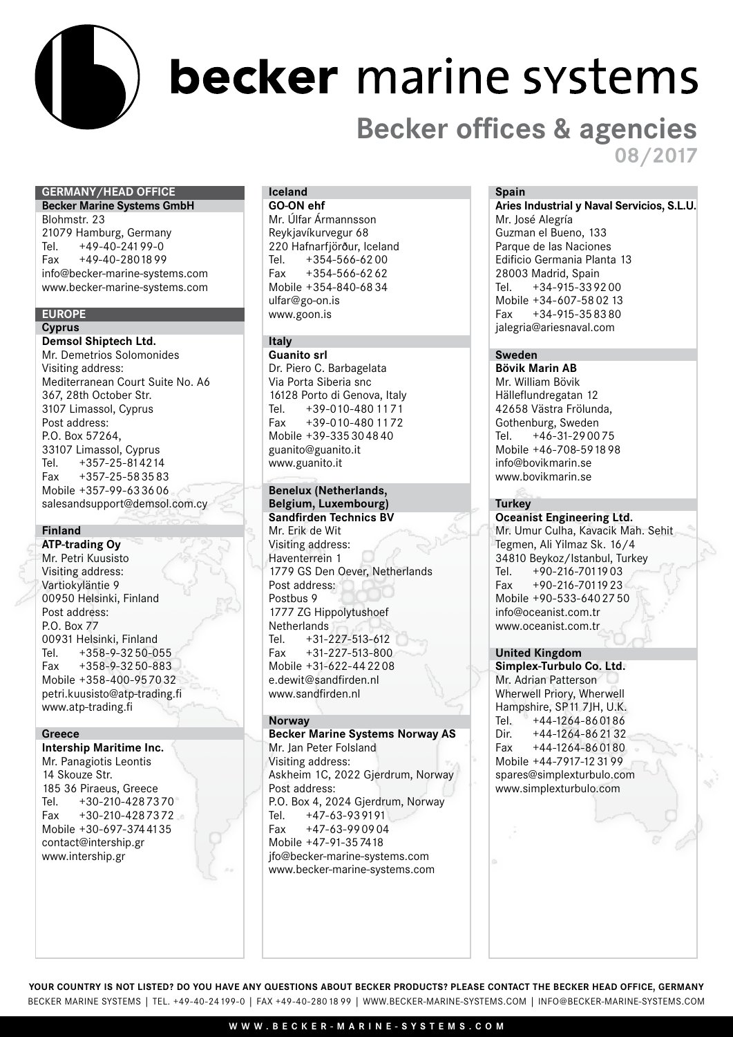# becker marine systems

## Becker offices & agencies

08/2017

### GERMANY/HEAD OFFICE

**Becker Marine Systems GmbH**
Blohmstr. 23
21079 Hamburg, Germany
Tel. +49-40-241 99-0
Fax +49-40-280 18 99
info@becker-marine-systems.com
www.becker-marine-systems.com

### EUROPE

#### Cyprus

**Demsol Shiptech Ltd.**
Mr. Demetrios Solomonides
Visiting address:
Mediterranean Court Suite No. A6
367, 28th October Str.
3107 Limassol, Cyprus
Post address:
P.O. Box 57264,
33107 Limassol, Cyprus
Tel. +357-25-81 42 14
Fax +357-25-58 35 83
Mobile +357-99-63 36 06
salesandsupport@demsol.com.cy

#### Finland

**ATP-trading Oy**
Mr. Petri Kuusisto
Visiting address:
Vartiokyläntie 9
00950 Helsinki, Finland
Post address:
P.O. Box 77
00931 Helsinki, Finland
Tel. +358-9-32 50-055
Fax +358-9-32 50-883
Mobile +358-400-95 70 32
petri.kuusisto@atp-trading.fi
www.atp-trading.fi

#### Greece

**Intership Maritime Inc.**
Mr. Panagiotis Leontis
14 Skouze Str.
185 36 Piraeus, Greece
Tel. +30-210-428 73 70
Fax +30-210-428 73 72
Mobile +30-697-374 41 35
contact@intership.gr
www.intership.gr

#### Iceland

**GO-ON ehf**
Mr. Úlfar Ármannsson
Reykjavíkurvegur 68
220 Hafnarfjörður, Iceland
Tel. +354-566-62 00
Fax +354-566-62 62
Mobile +354-840-68 34
ulfar@go-on.is
www.goon.is

#### Italy

**Guanito srl**
Dr. Piero C. Barbagelata
Via Porta Siberia snc
16128 Porto di Genova, Italy
Tel. +39-010-480 11 71
Fax +39-010-480 11 72
Mobile +39-335 30 48 40
guanito@guanito.it
www.guanito.it

#### Benelux (Netherlands, Belgium, Luxembourg)

**Sandfirden Technics BV**
Mr. Erik de Wit
Visiting address:
Haventerrein 1
1779 GS Den Oever, Netherlands
Post address:
Postbus 9
1777 ZG Hippolytushoef
Netherlands
Tel. +31-227-513-612
Fax +31-227-513-800
Mobile +31-622-44 22 08
e.dewit@sandfirden.nl
www.sandfirden.nl

#### Norway

**Becker Marine Systems Norway AS**
Mr. Jan Peter Folsland
Visiting address:
Askheim 1C, 2022 Gjerdrum, Norway
Post address:
P.O. Box 4, 2024 Gjerdrum, Norway
Tel. +47-63-93 91 91
Fax +47-63-99 09 04
Mobile +47-91-35 74 18
jfo@becker-marine-systems.com
www.becker-marine-systems.com

#### Spain

**Aries Industrial y Naval Servicios, S.L.U.**
Mr. José Alegría
Guzman el Bueno, 133
Parque de las Naciones
Edificio Germania Planta 13
28003 Madrid, Spain
Tel. +34-915-33 92 00
Mobile +34-607-58 02 13
Fax +34-915-35 83 80
jalegria@ariesnaval.com

#### Sweden

**Bövik Marin AB**
Mr. William Bövik
Hälleflundregatan 12
42658 Västra Frölunda,
Gothenburg, Sweden
Tel. +46-31-29 00 75
Mobile +46-708-59 18 98
info@bovikmarin.se
www.bovikmarin.se

#### Turkey

**Oceanist Engineering Ltd.**
Mr. Umur Culha, Kavacik Mah. Sehit
Tegmen, Ali Yilmaz Sk. 16/4
34810 Beykoz/Istanbul, Turkey
Tel. +90-216-701 19 03
Fax +90-216-701 19 23
Mobile +90-533-640 27 50
info@oceanist.com.tr
www.oceanist.com.tr

#### United Kingdom

**Simplex-Turbulo Co. Ltd.**
Mr. Adrian Patterson
Wherwell Priory, Wherwell
Hampshire, SP11 7JH, U.K.
Tel. +44-1264-86 01 86
Dir. +44-1264-86 21 32
Fax +44-1264-86 01 80
Mobile +44-7917-12 31 99
spares@simplexturbulo.com
www.simplexturbulo.com

**YOUR COUNTRY IS NOT LISTED? DO YOU HAVE ANY QUESTIONS ABOUT BECKER PRODUCTS? PLEASE CONTACT THE BECKER HEAD OFFICE, GERMANY**

BECKER MARINE SYSTEMS | TEL. +49-40-24 199-0 | FAX +49-40-280 18 99 | WWW.BECKER-MARINE-SYSTEMS.COM | INFO@BECKER-MARINE-SYSTEMS.COM

WWW.BECKER-MARINE-SYSTEMS.COM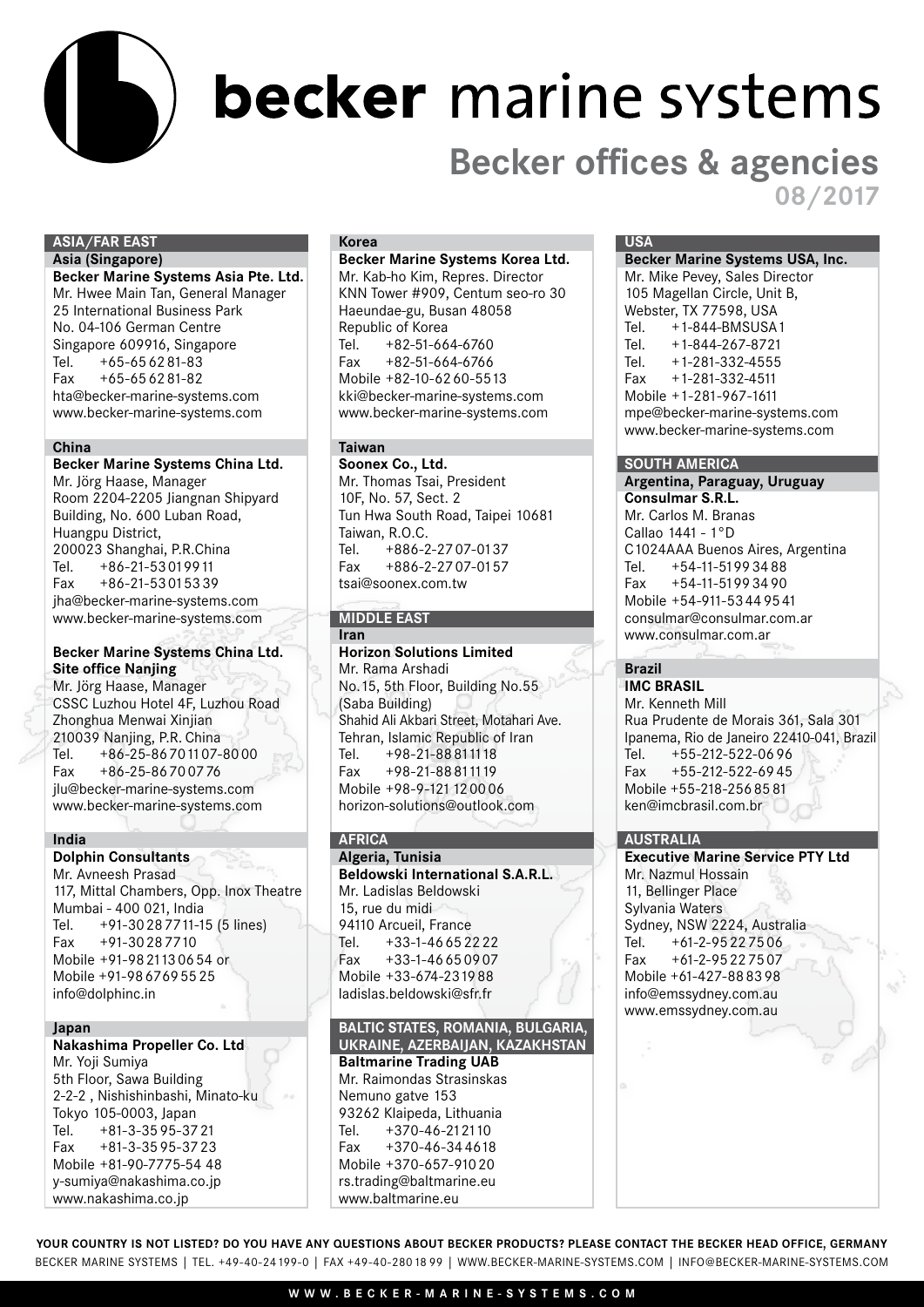# becker marine systems

## Becker offices & agencies

08/2017

### ASIA/FAR EAST

**Asia (Singapore)**

**Becker Marine Systems Asia Pte. Ltd.**
Mr. Hwee Main Tan, General Manager
25 International Business Park
No. 04-106 German Centre
Singapore 609916, Singapore
Tel. +65-65 62 81-83
Fax +65-65 62 81-82
hta@becker-marine-systems.com
www.becker-marine-systems.com

**China**

**Becker Marine Systems China Ltd.**
Mr. Jörg Haase, Manager
Room 2204-2205 Jiangnan Shipyard
Building, No. 600 Luban Road,
Huangpu District,
200023 Shanghai, P.R.China
Tel. +86-21-53 01 99 11
Fax +86-21-53 01 53 39
jha@becker-marine-systems.com
www.becker-marine-systems.com

**Becker Marine Systems China Ltd.**
**Site office Nanjing**
Mr. Jörg Haase, Manager
CSSC Luzhou Hotel 4F, Luzhou Road
Zhonghua Menwai Xinjian
210039 Nanjing, P.R. China
Tel. +86-25-86 70 11 07-80 00
Fax +86-25-86 70 07 76
jlu@becker-marine-systems.com
www.becker-marine-systems.com

**India**

**Dolphin Consultants**
Mr. Avneesh Prasad
117, Mittal Chambers, Opp. Inox Theatre
Mumbai - 400 021, India
Tel. +91-30 28 77 11-15 (5 lines)
Fax +91-30 28 77 10
Mobile +91-98 21 13 06 54 or
Mobile +91-98 67 69 55 25
info@dolphinc.in

**Japan**

**Nakashima Propeller Co. Ltd**
Mr. Yoji Sumiya
5th Floor, Sawa Building
2-2-2 , Nishishinbashi, Minato-ku
Tokyo 105-0003, Japan
Tel. +81-3-35 95-37 21
Fax +81-3-35 95-37 23
Mobile +81-90-7775-54 48
y-sumiya@nakashima.co.jp
www.nakashima.co.jp

**Korea**

**Becker Marine Systems Korea Ltd.**
Mr. Kab-ho Kim, Repres. Director
KNN Tower #909, Centum seo-ro 30
Haeundae-gu, Busan 48058
Republic of Korea
Tel. +82-51-664-6760
Fax +82-51-664-6766
Mobile +82-10-62 60-55 13
kki@becker-marine-systems.com
www.becker-marine-systems.com

**Taiwan**

**Soonex Co., Ltd.**
Mr. Thomas Tsai, President
10F, No. 57, Sect. 2
Tun Hwa South Road, Taipei 10681
Taiwan, R.O.C.
Tel. +886-2-27 07-01 37
Fax +886-2-27 07-01 57
tsai@soonex.com.tw

### MIDDLE EAST

**Iran**

**Horizon Solutions Limited**
Mr. Rama Arshadi
No.15, 5th Floor, Building No.55
(Saba Building)
Shahid Ali Akbari Street, Motahari Ave.
Tehran, Islamic Republic of Iran
Tel. +98-21-88 81 11 18
Fax +98-21-88 81 11 19
Mobile +98-9-121 12 00 06
horizon-solutions@outlook.com

### AFRICA

**Algeria, Tunisia**

**Beldowski International S.A.R.L.**
Mr. Ladislas Beldowski
15, rue du midi
94110 Arcueil, France
Tel. +33-1-46 65 22 22
Fax +33-1-46 65 09 07
Mobile +33-674-23 19 88
ladislas.beldowski@sfr.fr

### BALTIC STATES, ROMANIA, BULGARIA, UKRAINE, AZERBAIJAN, KAZAKHSTAN

**Baltmarine Trading UAB**
Mr. Raimondas Strasinskas
Nemuno gatve 153
93262 Klaipeda, Lithuania
Tel. +370-46-21 21 10
Fax +370-46-34 46 18
Mobile +370-657-910 20
rs.trading@baltmarine.eu
www.baltmarine.eu

### USA

**Becker Marine Systems USA, Inc.**
Mr. Mike Pevey, Sales Director
105 Magellan Circle, Unit B,
Webster, TX 77598, USA
Tel. +1-844-BMSUSA1
Tel. +1-844-267-8721
Tel. +1-281-332-4555
Fax +1-281-332-4511
Mobile +1-281-967-1611
mpe@becker-marine-systems.com
www.becker-marine-systems.com

### SOUTH AMERICA

**Argentina, Paraguay, Uruguay**

**Consulmar S.R.L.**
Mr. Carlos M. Branas
Callao 1441 - 1°D
C1024AAA Buenos Aires, Argentina
Tel. +54-11-5199 34 88
Fax +54-11-5199 34 90
Mobile +54-911-53 44 95 41
consulmar@consulmar.com.ar
www.consulmar.com.ar

**Brazil**

**IMC BRASIL**
Mr. Kenneth Mill
Rua Prudente de Morais 361, Sala 301
Ipanema, Rio de Janeiro 22410-041, Brazil
Tel. +55-212-522-06 96
Fax +55-212-522-69 45
Mobile +55-218-256 85 81
ken@imcbrasil.com.br

### AUSTRALIA

**Executive Marine Service PTY Ltd**
Mr. Nazmul Hossain
11, Bellinger Place
Sylvania Waters
Sydney, NSW 2224, Australia
Tel. +61-2-95 22 75 06
Fax +61-2-95 22 75 07
Mobile +61-427-88 83 98
info@emssydney.com.au
www.emssydney.com.au

**YOUR COUNTRY IS NOT LISTED? DO YOU HAVE ANY QUESTIONS ABOUT BECKER PRODUCTS? PLEASE CONTACT THE BECKER HEAD OFFICE, GERMANY**

BECKER MARINE SYSTEMS | TEL. +49-40-24 199-0 | FAX +49-40-280 18 99 | WWW.BECKER-MARINE-SYSTEMS.COM | INFO@BECKER-MARINE-SYSTEMS.COM

WWW.BECKER-MARINE-SYSTEMS.COM